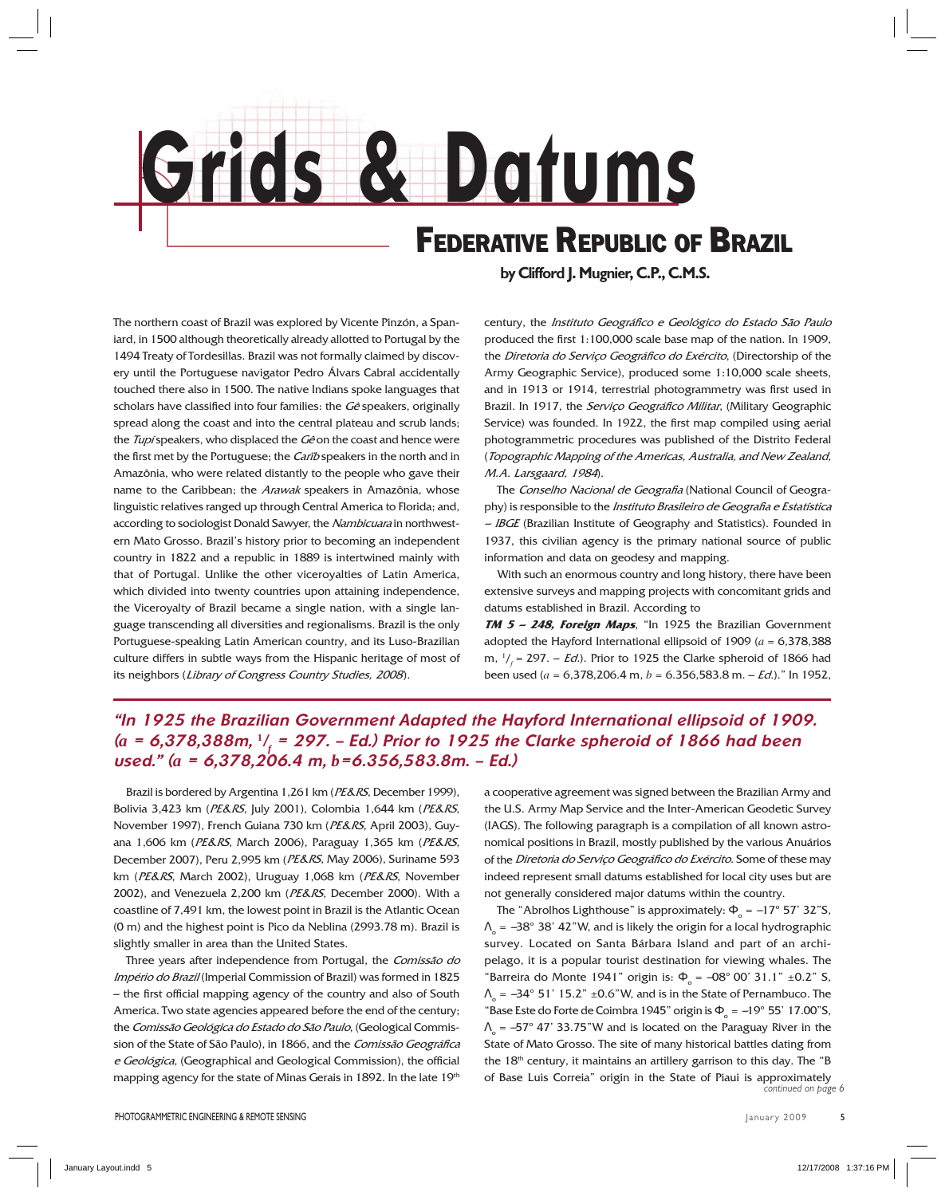# Grids & Datums

## Federative Republic of Brazil

**by Clifford J. Mugnier, C.P., C.M.S.**

The northern coast of Brazil was explored by Vicente Pinzón, a Spaniard, in 1500 although theoretically already allotted to Portugal by the 1494 Treaty of Tordesillas. Brazil was not formally claimed by discovery until the Portuguese navigator Pedro Álvars Cabral accidentally touched there also in 1500. The native Indians spoke languages that scholars have classified into four families: the *Gê* speakers, originally spread along the coast and into the central plateau and scrub lands; the *Tupí* speakers, who displaced the *Gê* on the coast and hence were the first met by the Portuguese; the *Carib* speakers in the north and in Amazônia, who were related distantly to the people who gave their name to the Caribbean; the *Arawak* speakers in Amazônia, whose linguistic relatives ranged up through Central America to Florida; and, according to sociologist Donald Sawyer, the *Nambicuara* in northwestern Mato Grosso. Brazil's history prior to becoming an independent country in 1822 and a republic in 1889 is intertwined mainly with that of Portugal. Unlike the other viceroyalties of Latin America, which divided into twenty countries upon attaining independence, the Viceroyalty of Brazil became a single nation, with a single language transcending all diversities and regionalisms. Brazil is the only Portuguese-speaking Latin American country, and its Luso-Brazilian culture differs in subtle ways from the Hispanic heritage of most of its neighbors (*Library of Congress Country Studies, 2008*).

century, the *Instituto Geográfico e Geológico do Estado São Paulo* produced the first 1:100,000 scale base map of the nation. In 1909, the *Diretoria do Serviço Geográfico do Exército*, (Directorship of the Army Geographic Service), produced some 1:10,000 scale sheets, and in 1913 or 1914, terrestrial photogrammetry was first used in Brazil. In 1917, the *Serviço Geográfico Militar*, (Military Geographic Service) was founded. In 1922, the first map compiled using aerial photogrammetric procedures was published of the Distrito Federal (*Topographic Mapping of the Americas, Australia, and New Zealand, M.A. Larsgaard, 1984*).

The *Conselho Nacional de Geografia* (National Council of Geography) is responsible to the *Instituto Brasileiro de Geografia e Estatística – IBGE* (Brazilian Institute of Geography and Statistics). Founded in 1937, this civilian agency is the primary national source of public information and data on geodesy and mapping.

With such an enormous country and long history, there have been extensive surveys and mapping projects with concomitant grids and datums established in Brazil. According to **TM 5 – 248, Foreign Maps**, "In 1925 the Brazilian Government adopted the Hayford International ellipsoid of 1909 ($a$ = 6,378,388 m, $^1/_f$ = 297. – *Ed.*). Prior to 1925 the Clarke spheroid of 1866 had been used ($a$ = 6,378,206.4 m, $b$ = 6.356,583.8 m. – *Ed.*)." In 1952,

***"In 1925 the Brazilian Government Adapted the Hayford International ellipsoid of 1909. (a = 6,378,388m, $^1/_f$ = 297. – Ed.) Prior to 1925 the Clarke spheroid of 1866 had been used." (a = 6,378,206.4 m, b=6.356,583.8m. – Ed.)***

Brazil is bordered by Argentina 1,261 km (*PE&RS*, December 1999), Bolivia 3,423 km (*PE&RS*, July 2001), Colombia 1,644 km (*PE&RS*, November 1997), French Guiana 730 km (*PE&RS*, April 2003), Guyana 1,606 km (*PE&RS*, March 2006), Paraguay 1,365 km (*PE&RS*, December 2007), Peru 2,995 km (*PE&RS*, May 2006), Suriname 593 km (*PE&RS*, March 2002), Uruguay 1,068 km (*PE&RS*, November 2002), and Venezuela 2,200 km (*PE&RS*, December 2000). With a coastline of 7,491 km, the lowest point in Brazil is the Atlantic Ocean (0 m) and the highest point is Pico da Neblina (2993.78 m). Brazil is slightly smaller in area than the United States.

Three years after independence from Portugal, the *Comissão do Império do Brazil* (Imperial Commission of Brazil) was formed in 1825 – the first official mapping agency of the country and also of South America. Two state agencies appeared before the end of the century; the *Comissão Geológica do Estado do São Paulo*, (Geological Commission of the State of São Paulo), in 1866, and the *Comissão Geográfica e Geológica*, (Geographical and Geological Commission), the official mapping agency for the state of Minas Gerais in 1892. In the late 19[th]

a cooperative agreement was signed between the Brazilian Army and the U.S. Army Map Service and the Inter-American Geodetic Survey (IAGS). The following paragraph is a compilation of all known astronomical positions in Brazil, mostly published by the various Anuários of the *Diretoria do Serviço Geográfico do Exército*. Some of these may indeed represent small datums established for local city uses but are not generally considered major datums within the country.

The "Abrolhos Lighthouse" is approximately: $\Phi_o$ = –17° 57' 32"S, $\Lambda_o$ = –38° 38' 42"W, and is likely the origin for a local hydrographic survey. Located on Santa Bárbara Island and part of an archipelago, it is a popular tourist destination for viewing whales. The "Barreira do Monte 1941" origin is: $\Phi_o$ = –08° 00' 31.1" ±0.2" S, $\Lambda_o$ = –34° 51' 15.2" ±0.6"W, and is in the State of Pernambuco. The "Base Este do Forte de Coimbra 1945" origin is $\Phi_o$ = –19° 55' 17.00"S, $\Lambda_o$ = –57° 47' 33.75"W and is located on the Paraguay River in the State of Mato Grosso. The site of many historical battles dating from the 18[th] century, it maintains an artillery garrison to this day. The "B of Base Luis Correia" origin in the State of Piaui is approximately

*continued on page 6*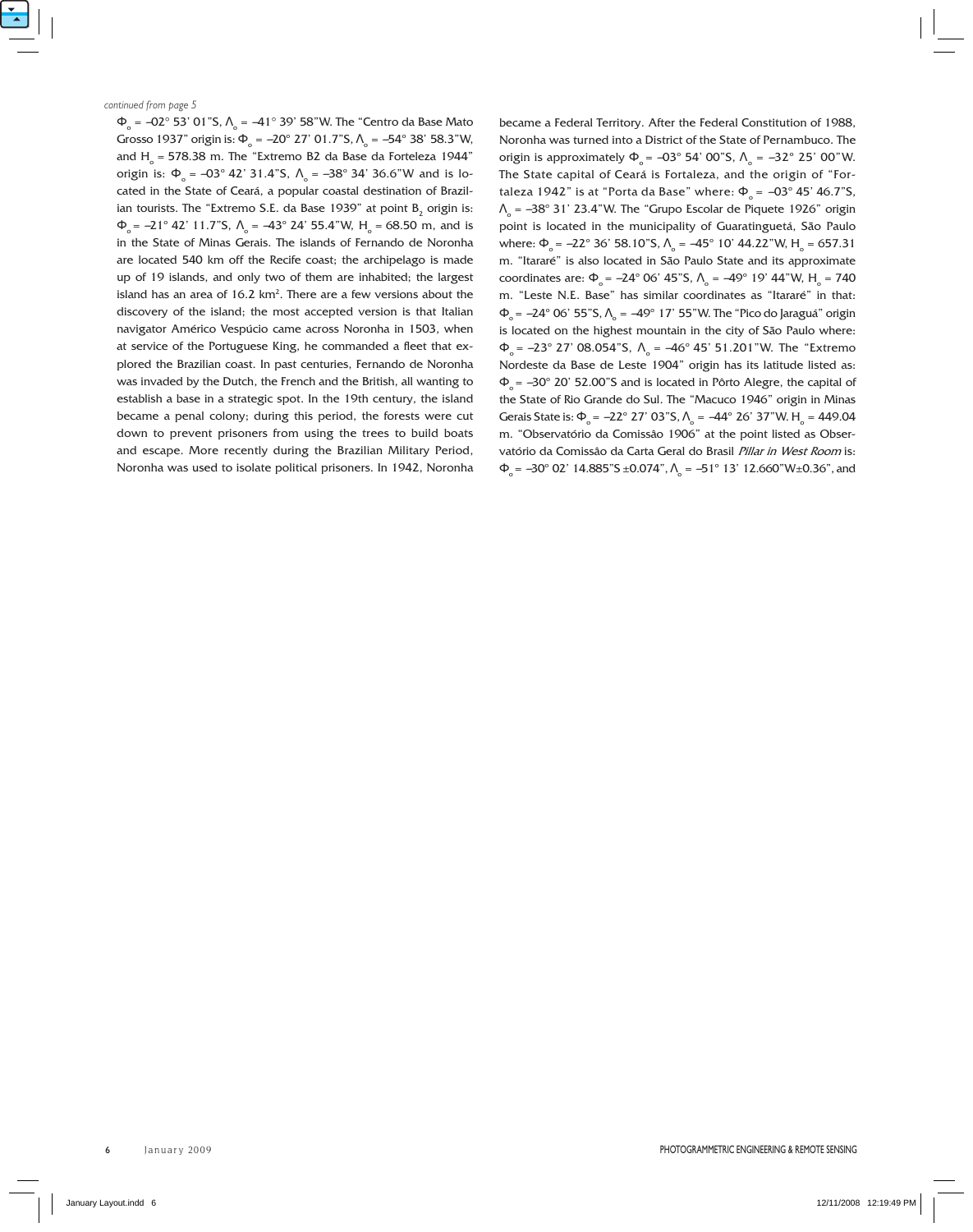*continued from page 5*

$\Phi_o$ = –02° 53' 01"S, $\Lambda_o$ = –41° 39' 58"W. The "Centro da Base Mato Grosso 1937" origin is: $\Phi_o$ = –20° 27' 01.7"S, $\Lambda_o$ = –54° 38' 58.3"W, and $H_o$ = 578.38 m. The "Extremo B2 da Base da Forteleza 1944" origin is: $\Phi_o$ = –03° 42' 31.4"S, $\Lambda_o$ = –38° 34' 36.6"W and is located in the State of Ceará, a popular coastal destination of Brazilian tourists. The "Extremo S.E. da Base 1939" at point $B_2$ origin is: $\Phi_o$ = –21° 42' 11.7"S, $\Lambda_o$ = –43° 24' 55.4"W, $H_o$ = 68.50 m, and is in the State of Minas Gerais. The islands of Fernando de Noronha are located 540 km off the Recife coast; the archipelago is made up of 19 islands, and only two of them are inhabited; the largest island has an area of 16.2 km$^2$. There are a few versions about the discovery of the island; the most accepted version is that Italian navigator Américo Vespúcio came across Noronha in 1503, when at service of the Portuguese King, he commanded a fleet that explored the Brazilian coast. In past centuries, Fernando de Noronha was invaded by the Dutch, the French and the British, all wanting to establish a base in a strategic spot. In the 19th century, the island became a penal colony; during this period, the forests were cut down to prevent prisoners from using the trees to build boats and escape. More recently during the Brazilian Military Period, Noronha was used to isolate political prisoners. In 1942, Noronha became a Federal Territory. After the Federal Constitution of 1988, Noronha was turned into a District of the State of Pernambuco. The origin is approximately $\Phi_o$ = –03° 54' 00"S, $\Lambda_o$ = –32° 25' 00"W. The State capital of Ceará is Fortaleza, and the origin of "Fortaleza 1942" is at "Porta da Base" where: $\Phi_o$ = –03° 45' 46.7"S, $\Lambda_o$ = –38° 31' 23.4"W. The "Grupo Escolar de Piquete 1926" origin point is located in the municipality of Guaratinguetá, São Paulo where: $\Phi_o$ = –22° 36' 58.10"S, $\Lambda_o$ = –45° 10' 44.22"W, $H_o$ = 657.31 m. "Itararé" is also located in São Paulo State and its approximate coordinates are: $\Phi_o$ = –24° 06' 45"S, $\Lambda_o$ = –49° 19' 44"W, $H_o$ = 740 m. "Leste N.E. Base" has similar coordinates as "Itararé" in that: $\Phi_o$ = –24° 06' 55"S, $\Lambda_o$ = –49° 17' 55"W. The "Pico do Jaraguá" origin is located on the highest mountain in the city of São Paulo where: $\Phi_o$ = –23° 27' 08.054"S, $\Lambda_o$ = –46° 45' 51.201"W. The "Extremo Nordeste da Base de Leste 1904" origin has its latitude listed as: $\Phi_o$ = –30° 20' 52.00"S and is located in Pôrto Alegre, the capital of the State of Rio Grande do Sul. The "Macuco 1946" origin in Minas Gerais State is: $\Phi_o$ = –22° 27' 03"S, $\Lambda_o$ = –44° 26' 37"W. $H_o$ = 449.04 m. "Observatório da Comissão 1906" at the point listed as Observatório da Comissão da Carta Geral do Brasil *Pillar in West Room* is: $\Phi_o$ = –30° 02' 14.885"S ±0.074", $\Lambda_o$ = –51° 13' 12.660"W±0.36", and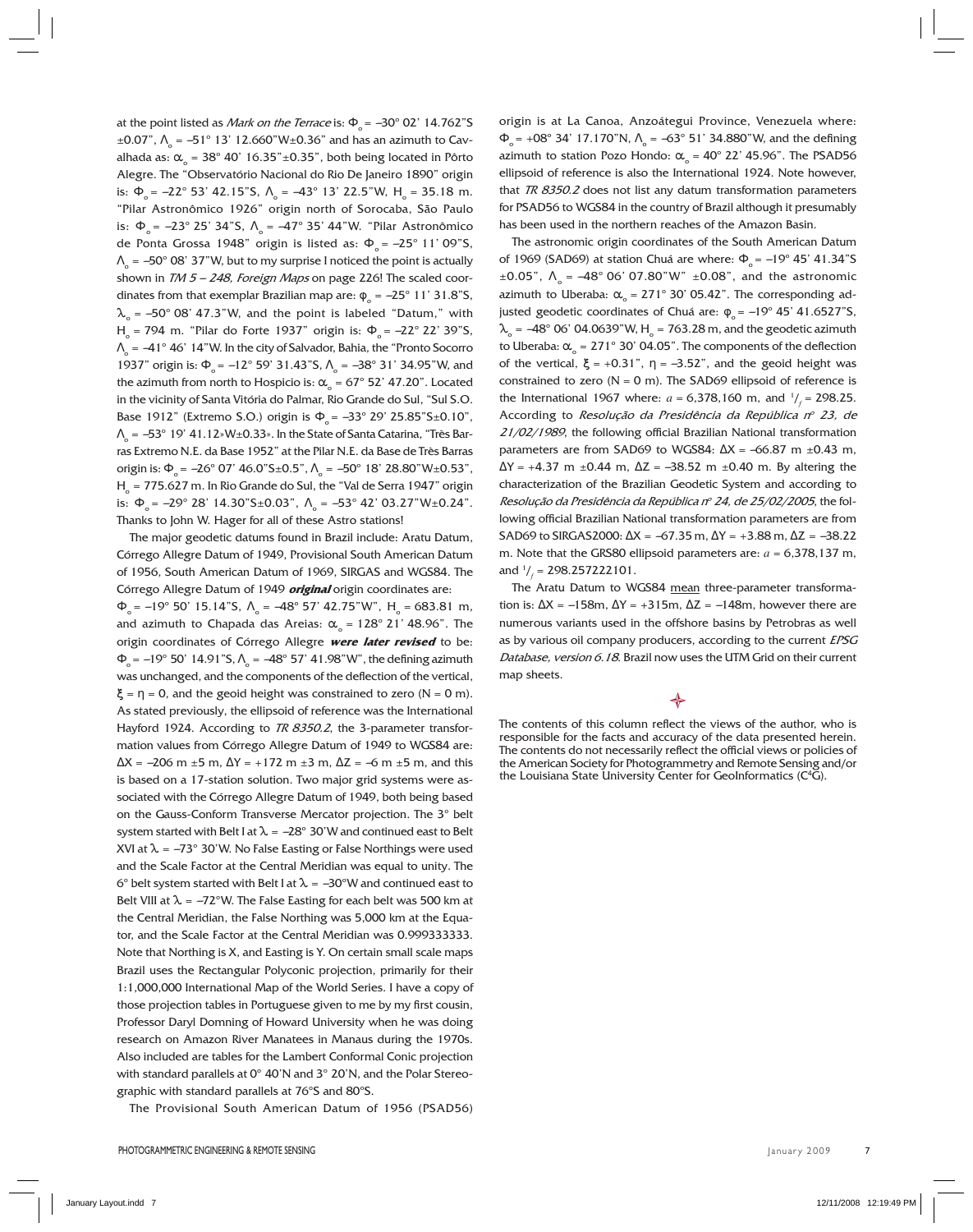at the point listed as *Mark on the Terrace* is: $\Phi_o$ = –30° 02' 14.762"S ±0.07", $\Lambda_o$ = –51° 13' 12.660"W±0.36" and has an azimuth to Cavalhada as: $\alpha_o$ = 38° 40' 16.35"±0.35", both being located in Pôrto Alegre. The "Observatório Nacional do Rio De Janeiro 1890" origin is: $\Phi_o$ = –22° 53' 42.15"S, $\Lambda_o$ = –43° 13' 22.5"W, $H_o$ = 35.18 m. "Pilar Astronômico 1926" origin north of Sorocaba, São Paulo is: $\Phi_o$ = –23° 25' 34"S, $\Lambda_o$ = –47° 35' 44"W. "Pilar Astronômico de Ponta Grossa 1948" origin is listed as: $\Phi_o$ = –25° 11' 09"S, $\Lambda_o$ = –50° 08' 37"W, but to my surprise I noticed the point is actually shown in *TM 5 – 248, Foreign Maps* on page 226! The scaled coordinates from that exemplar Brazilian map are: $\varphi_o$ = –25° 11' 31.8"S, $\lambda_o$ = –50° 08' 47.3"W, and the point is labeled "Datum," with $H_o$ = 794 m. "Pilar do Forte 1937" origin is: $\Phi_o$ = –22° 22' 39"S, $\Lambda_o$ = –41° 46' 14"W. In the city of Salvador, Bahia, the "Pronto Socorro 1937" origin is: $\Phi_o$ = –12° 59' 31.43"S, $\Lambda_o$ = –38° 31' 34.95"W, and the azimuth from north to Hospicio is: $\alpha_o$ = 67° 52' 47.20". Located in the vicinity of Santa Vitória do Palmar, Rio Grande do Sul, "Sul S.O. Base 1912" (Extremo S.O.) origin is $\Phi_o$ = –33° 29' 25.85"S±0.10", $\Lambda_o$ = –53° 19' 41.12»W±0.33». In the State of Santa Catarina, "Très Barras Extremo N.E. da Base 1952" at the Pilar N.E. da Base de Très Barras origin is: $\Phi_o$ = –26° 07' 46.0"S±0.5", $\Lambda_o$ = –50° 18' 28.80"W±0.53", $H_o$ = 775.627 m. In Rio Grande do Sul, the "Val de Serra 1947" origin is: $\Phi_o$ = –29° 28' 14.30"S±0.03", $\Lambda_o$ = –53° 42' 03.27"W±0.24". Thanks to John W. Hager for all of these Astro stations!

The major geodetic datums found in Brazil include: Aratu Datum, Córrego Allegre Datum of 1949, Provisional South American Datum of 1956, South American Datum of 1969, SIRGAS and WGS84. The Córrego Allegre Datum of 1949 ***original*** origin coordinates are: $\Phi_o$ = –19° 50' 15.14"S, $\Lambda_o$ = –48° 57' 42.75"W", $H_o$ = 683.81 m, and azimuth to Chapada das Areias: $\alpha_o$ = 128° 21' 48.96". The origin coordinates of Córrego Allegre ***were later revised*** to be: $\Phi_o$ = –19° 50' 14.91"S, $\Lambda_o$ = –48° 57' 41.98"W", the defining azimuth was unchanged, and the components of the deflection of the vertical, $\xi = \eta = 0$, and the geoid height was constrained to zero (N = 0 m). As stated previously, the ellipsoid of reference was the International Hayford 1924. According to *TR 8350.2*, the 3-parameter transformation values from Córrego Allegre Datum of 1949 to WGS84 are: ΔX = –206 m ±5 m, ΔY = +172 m ±3 m, ΔZ = –6 m ±5 m, and this is based on a 17-station solution. Two major grid systems were associated with the Córrego Allegre Datum of 1949, both being based on the Gauss-Conform Transverse Mercator projection. The 3° belt system started with Belt I at $\lambda$ = –28° 30'W and continued east to Belt XVI at $\lambda$ = –73° 30'W. No False Easting or False Northings were used and the Scale Factor at the Central Meridian was equal to unity. The 6° belt system started with Belt I at $\lambda$ = –30°W and continued east to Belt VIII at $\lambda$ = –72°W. The False Easting for each belt was 500 km at the Central Meridian, the False Northing was 5,000 km at the Equator, and the Scale Factor at the Central Meridian was 0.999333333. Note that Northing is X, and Easting is Y. On certain small scale maps Brazil uses the Rectangular Polyconic projection, primarily for their 1:1,000,000 International Map of the World Series. I have a copy of those projection tables in Portuguese given to me by my first cousin, Professor Daryl Domning of Howard University when he was doing research on Amazon River Manatees in Manaus during the 1970s. Also included are tables for the Lambert Conformal Conic projection with standard parallels at 0° 40'N and 3° 20'N, and the Polar Stereographic with standard parallels at 76°S and 80°S.

The Provisional South American Datum of 1956 (PSAD56) origin is at La Canoa, Anzoátegui Province, Venezuela where: $\Phi_o$ = +08° 34' 17.170"N, $\Lambda_o$ = –63° 51' 34.880"W, and the defining azimuth to station Pozo Hondo: $\alpha_o$ = 40° 22' 45.96". The PSAD56 ellipsoid of reference is also the International 1924. Note however, that *TR 8350.2* does not list any datum transformation parameters for PSAD56 to WGS84 in the country of Brazil although it presumably has been used in the northern reaches of the Amazon Basin.

The astronomic origin coordinates of the South American Datum of 1969 (SAD69) at station Chuá are where: $\Phi_o$ = –19° 45' 41.34"S ±0.05", $\Lambda_o$ = –48° 06' 07.80"W" ±0.08", and the astronomic azimuth to Uberaba: $\alpha_o$ = 271° 30' 05.42". The corresponding adjusted geodetic coordinates of Chuá are: $\varphi_o$ = –19° 45' 41.6527"S, $\lambda_o$ = –48° 06' 04.0639"W, $H_o$ = 763.28 m, and the geodetic azimuth to Uberaba: $\alpha_o$ = 271° 30' 04.05". The components of the deflection of the vertical, $\xi$ = +0.31", $\eta$ = –3.52", and the geoid height was constrained to zero (N = 0 m). The SAD69 ellipsoid of reference is the International 1967 where: $a$ = 6,378,160 m, and $^1/_f$ = 298.25. According to *Resolução da Presidência da República nº 23, de 21/02/1989*, the following official Brazilian National transformation parameters are from SAD69 to WGS84: ΔX = –66.87 m ±0.43 m, ΔY = +4.37 m ±0.44 m, ΔZ = –38.52 m ±0.40 m. By altering the characterization of the Brazilian Geodetic System and according to *Resolução da Presidência da República nº 24, de 25/02/2005*, the following official Brazilian National transformation parameters are from SAD69 to SIRGAS2000: ΔX = –67.35 m, ΔY = +3.88 m, ΔZ = –38.22 m. Note that the GRS80 ellipsoid parameters are: $a$ = 6,378,137 m, and $^1/_f$ = 298.257222101.

The Aratu Datum to WGS84 mean three-parameter transformation is: ΔX = –158m, ΔY = +315m, ΔZ = –148m, however there are numerous variants used in the offshore basins by Petrobras as well as by various oil company producers, according to the current *EPSG Database, version 6.18*. Brazil now uses the UTM Grid on their current map sheets.

The contents of this column reflect the views of the author, who is responsible for the facts and accuracy of the data presented herein. The contents do not necessarily reflect the official views or policies of the American Society for Photogrammetry and Remote Sensing and/or the Louisiana State University Center for GeoInformatics (C[4]G).